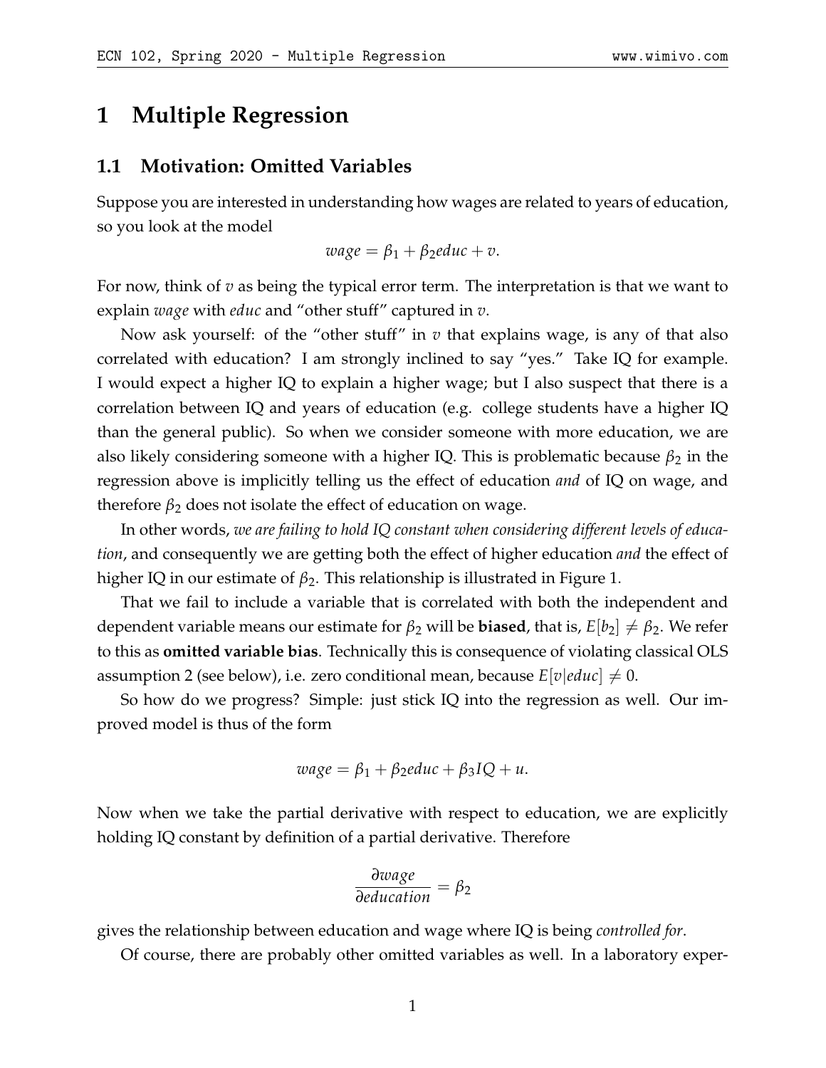# 1 Multiple Regression

## 1.1 Motivation: Omitted Variables

Suppose you are interested in understanding how wages are related to years of education, so you look at the model

$$wage = \beta_1 + \beta_2 educ + v.$$

For now, think of $v$ as being the typical error term. The interpretation is that we want to explain *wage* with *educ* and "other stuff" captured in $v$.

Now ask yourself: of the "other stuff" in $v$ that explains wage, is any of that also correlated with education? I am strongly inclined to say "yes." Take IQ for example. I would expect a higher IQ to explain a higher wage; but I also suspect that there is a correlation between IQ and years of education (e.g. college students have a higher IQ than the general public). So when we consider someone with more education, we are also likely considering someone with a higher IQ. This is problematic because $\beta_2$ in the regression above is implicitly telling us the effect of education *and* of IQ on wage, and therefore $\beta_2$ does not isolate the effect of education on wage.

In other words, *we are failing to hold IQ constant when considering different levels of education*, and consequently we are getting both the effect of higher education *and* the effect of higher IQ in our estimate of $\beta_2$. This relationship is illustrated in Figure 1.

That we fail to include a variable that is correlated with both the independent and dependent variable means our estimate for $\beta_2$ will be **biased**, that is, $E[b_2] \neq \beta_2$. We refer to this as **omitted variable bias**. Technically this is consequence of violating classical OLS assumption 2 (see below), i.e. zero conditional mean, because $E[v|educ] \neq 0$.

So how do we progress? Simple: just stick IQ into the regression as well. Our improved model is thus of the form

$$wage = \beta_1 + \beta_2 educ + \beta_3 IQ + u.$$

Now when we take the partial derivative with respect to education, we are explicitly holding IQ constant by definition of a partial derivative. Therefore

$$\frac{\partial wage}{\partial education} = \beta_2$$

gives the relationship between education and wage where IQ is being *controlled for*.

Of course, there are probably other omitted variables as well. In a laboratory exper-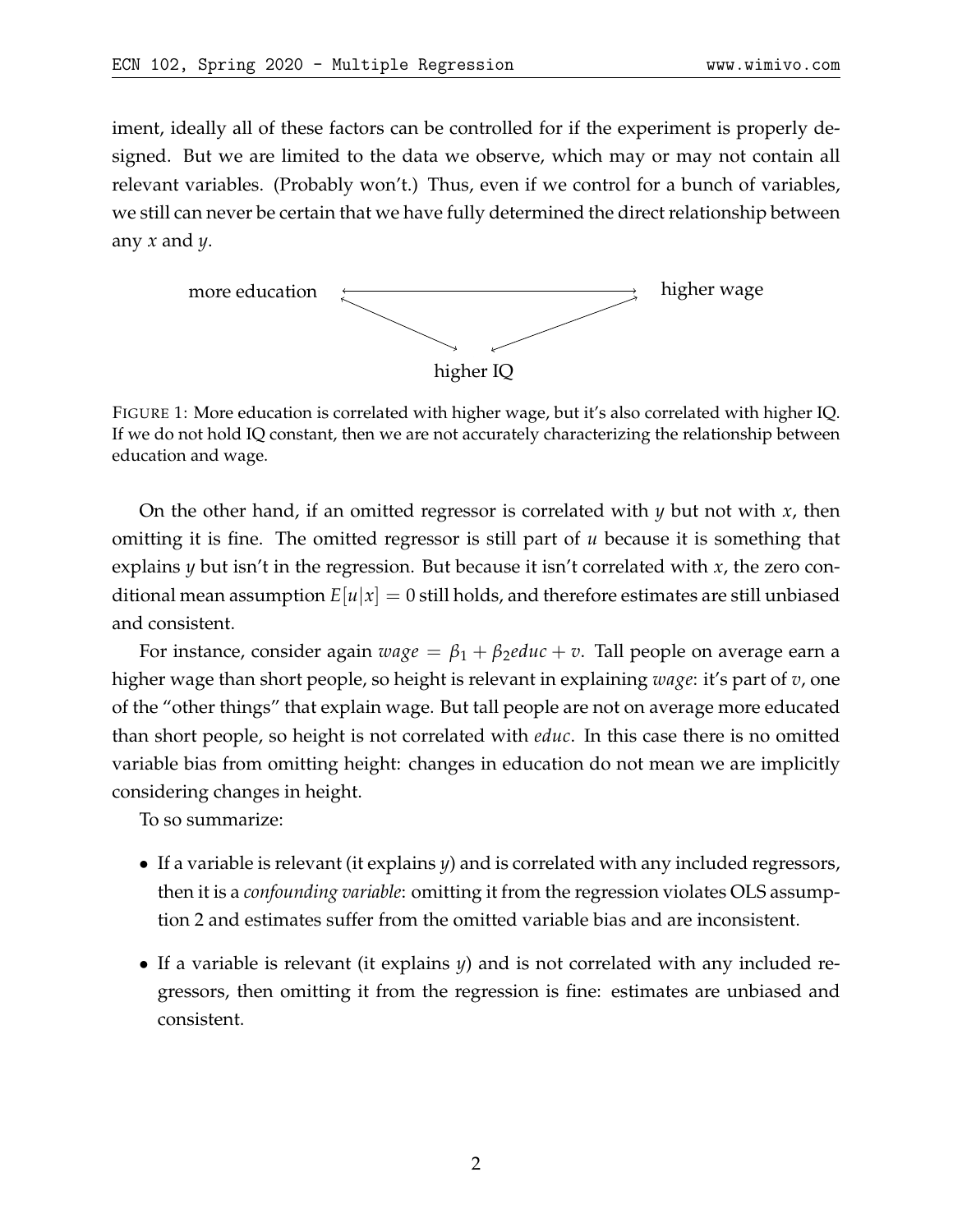iment, ideally all of these factors can be controlled for if the experiment is properly designed. But we are limited to the data we observe, which may or may not contain all relevant variables. (Probably won't.) Thus, even if we control for a bunch of variables, we still can never be certain that we have fully determined the direct relationship between any $x$ and $y$.

FIGURE 1: More education is correlated with higher wage, but it's also correlated with higher IQ. If we do not hold IQ constant, then we are not accurately characterizing the relationship between education and wage.

On the other hand, if an omitted regressor is correlated with $y$ but not with $x$, then omitting it is fine. The omitted regressor is still part of $u$ because it is something that explains $y$ but isn't in the regression. But because it isn't correlated with $x$, the zero conditional mean assumption $E[u|x] = 0$ still holds, and therefore estimates are still unbiased and consistent.

For instance, consider again $wage = \beta_1 + \beta_2 educ + v$. Tall people on average earn a higher wage than short people, so height is relevant in explaining *wage*: it's part of $v$, one of the "other things" that explain wage. But tall people are not on average more educated than short people, so height is not correlated with *educ*. In this case there is no omitted variable bias from omitting height: changes in education do not mean we are implicitly considering changes in height.

To so summarize:

- If a variable is relevant (it explains $y$) and is correlated with any included regressors, then it is a *confounding variable*: omitting it from the regression violates OLS assumption 2 and estimates suffer from the omitted variable bias and are inconsistent.
- If a variable is relevant (it explains $y$) and is not correlated with any included regressors, then omitting it from the regression is fine: estimates are unbiased and consistent.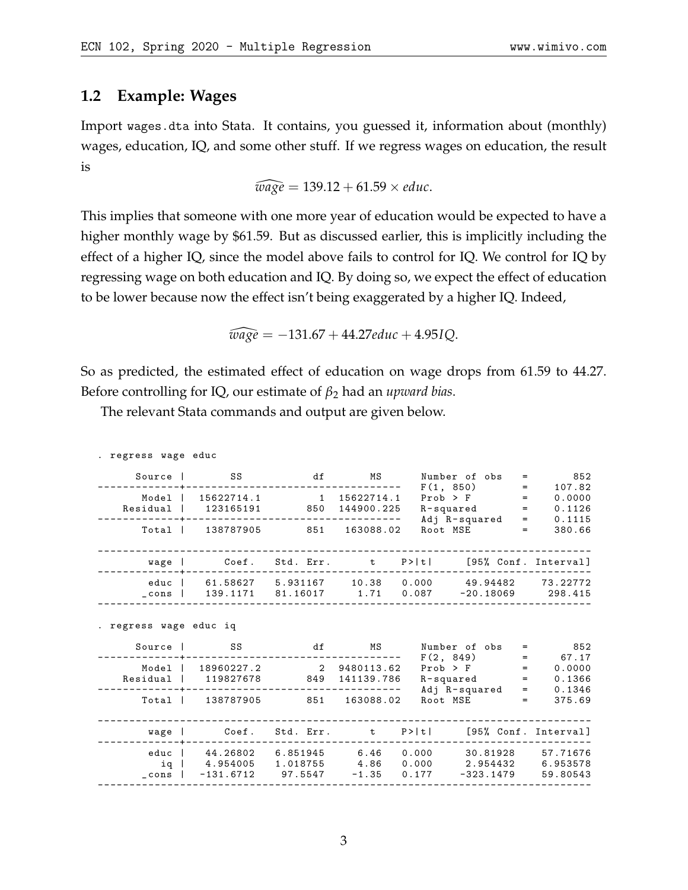## 1.2 Example: Wages

Import `wages.dta` into Stata. It contains, you guessed it, information about (monthly) wages, education, IQ, and some other stuff. If we regress wages on education, the result is

$$\widehat{wage} = 139.12 + 61.59 \times educ.$$

This implies that someone with one more year of education would be expected to have a higher monthly wage by $61.59. But as discussed earlier, this is implicitly including the effect of a higher IQ, since the model above fails to control for IQ. We control for IQ by regressing wage on both education and IQ. By doing so, we expect the effect of education to be lower because now the effect isn't being exaggerated by a higher IQ. Indeed,

$$\widehat{wage} = -131.67 + 44.27educ + 4.95IQ.$$

So as predicted, the estimated effect of education on wage drops from 61.59 to 44.27. Before controlling for IQ, our estimate of $\beta_2$ had an *upward bias*.

The relevant Stata commands and output are given below.

```
. regress wage educ

      Source |       SS           df       MS      Number of obs   =       852
-------------+----------------------------------   F(1, 850)       =    107.82
       Model |  15622714.1         1  15622714.1   Prob > F        =    0.0000
    Residual |   123165191       850  144900.225   R-squared       =    0.1126
-------------+----------------------------------   Adj R-squared   =    0.1115
       Total |   138787905       851   163088.02   Root MSE        =    380.66

------------------------------------------------------------------------------
        wage |      Coef.   Std. Err.      t    P>|t|     [95% Conf. Interval]
-------------+----------------------------------------------------------------
        educ |   61.58627   5.931167    10.38   0.000     49.94482    73.22772
       _cons |   139.1171   81.16017     1.71   0.087    -20.18069     298.415
------------------------------------------------------------------------------

. regress wage educ iq

      Source |       SS           df       MS      Number of obs   =       852
-------------+----------------------------------   F(2, 849)       =     67.17
       Model |  18960227.2         2  9480113.62   Prob > F        =    0.0000
    Residual |   119827678       849  141139.786   R-squared       =    0.1366
-------------+----------------------------------   Adj R-squared   =    0.1346
       Total |   138787905       851   163088.02   Root MSE        =    375.69

------------------------------------------------------------------------------
        wage |      Coef.   Std. Err.      t    P>|t|     [95% Conf. Interval]
-------------+----------------------------------------------------------------
        educ |   44.26802   6.851945     6.46   0.000     30.81928    57.71676
          iq |   4.954005   1.018755     4.86   0.000     2.954432    6.953578
       _cons |  -131.6712    97.5547    -1.35   0.177    -323.1479    59.80543
------------------------------------------------------------------------------
```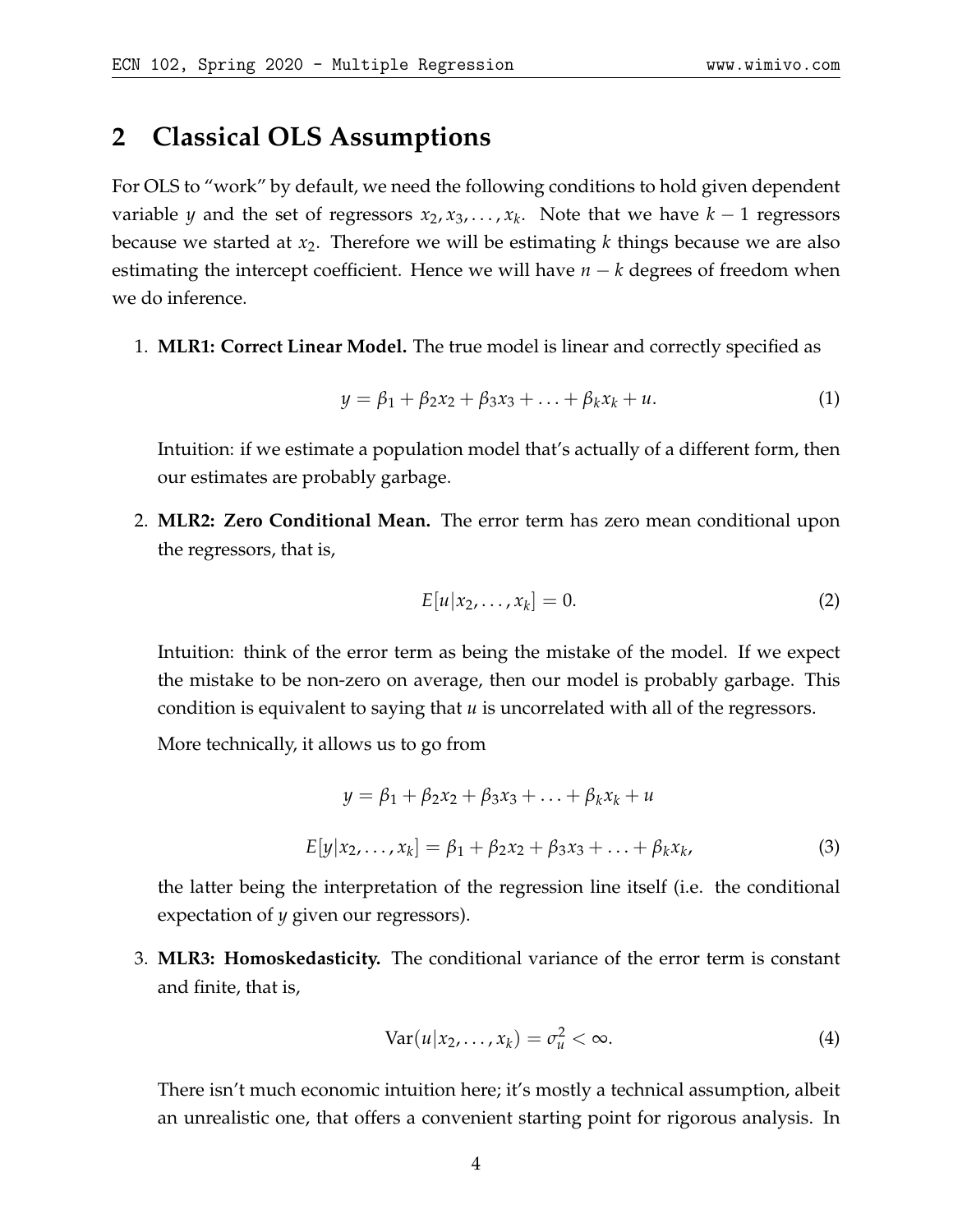## 2 Classical OLS Assumptions

For OLS to "work" by default, we need the following conditions to hold given dependent variable $y$ and the set of regressors $x_2, x_3, \ldots, x_k$. Note that we have $k-1$ regressors because we started at $x_2$. Therefore we will be estimating $k$ things because we are also estimating the intercept coefficient. Hence we will have $n-k$ degrees of freedom when we do inference.

1. **MLR1: Correct Linear Model.** The true model is linear and correctly specified as

$$y = \beta_1 + \beta_2 x_2 + \beta_3 x_3 + \ldots + \beta_k x_k + u. \tag{1}$$

   Intuition: if we estimate a population model that's actually of a different form, then our estimates are probably garbage.

2. **MLR2: Zero Conditional Mean.** The error term has zero mean conditional upon the regressors, that is,

$$E[u|x_2, \ldots, x_k] = 0. \tag{2}$$

   Intuition: think of the error term as being the mistake of the model. If we expect the mistake to be non-zero on average, then our model is probably garbage. This condition is equivalent to saying that $u$ is uncorrelated with all of the regressors.

   More technically, it allows us to go from

$$y = \beta_1 + \beta_2 x_2 + \beta_3 x_3 + \ldots + \beta_k x_k + u$$

$$E[y|x_2, \ldots, x_k] = \beta_1 + \beta_2 x_2 + \beta_3 x_3 + \ldots + \beta_k x_k, \tag{3}$$

   the latter being the interpretation of the regression line itself (i.e. the conditional expectation of $y$ given our regressors).

3. **MLR3: Homoskedasticity.** The conditional variance of the error term is constant and finite, that is,

$$\text{Var}(u|x_2, \ldots, x_k) = \sigma_u^2 < \infty. \tag{4}$$

   There isn't much economic intuition here; it's mostly a technical assumption, albeit an unrealistic one, that offers a convenient starting point for rigorous analysis. In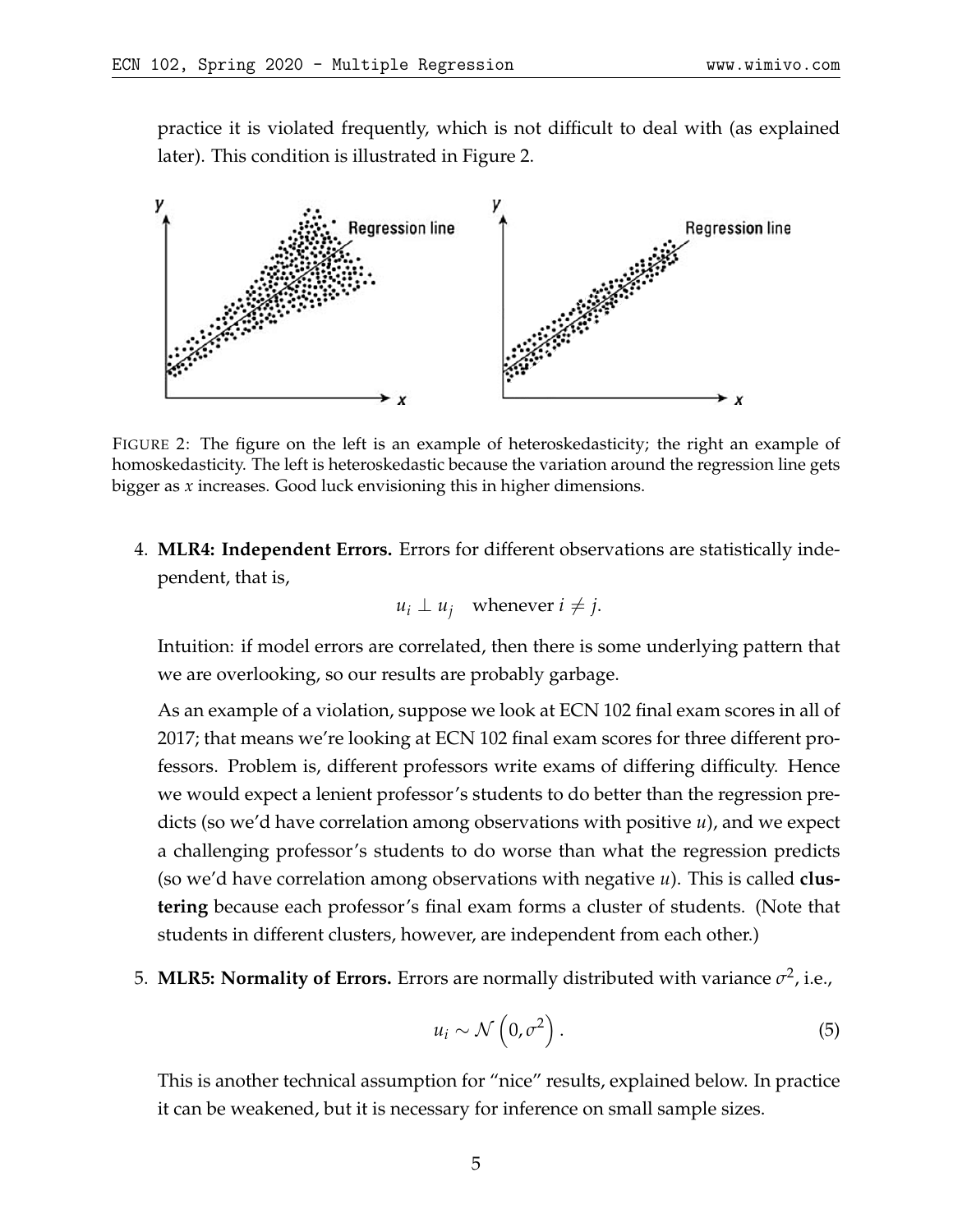practice it is violated frequently, which is not difficult to deal with (as explained later). This condition is illustrated in Figure 2.

FIGURE 2: The figure on the left is an example of heteroskedasticity; the right an example of homoskedasticity. The left is heteroskedastic because the variation around the regression line gets bigger as $x$ increases. Good luck envisioning this in higher dimensions.

4. **MLR4: Independent Errors.** Errors for different observations are statistically independent, that is,

   $$u_i \perp u_j \quad \text{whenever } i \neq j.$$

   Intuition: if model errors are correlated, then there is some underlying pattern that we are overlooking, so our results are probably garbage.

   As an example of a violation, suppose we look at ECN 102 final exam scores in all of 2017; that means we're looking at ECN 102 final exam scores for three different professors. Problem is, different professors write exams of differing difficulty. Hence we would expect a lenient professor's students to do better than the regression predicts (so we'd have correlation among observations with positive $u$), and we expect a challenging professor's students to do worse than what the regression predicts (so we'd have correlation among observations with negative $u$). This is called **clustering** because each professor's final exam forms a cluster of students. (Note that students in different clusters, however, are independent from each other.)

5. **MLR5: Normality of Errors.** Errors are normally distributed with variance $\sigma^2$, i.e.,

   $$u_i \sim \mathcal{N}\left(0, \sigma^2\right). \tag{5}$$

   This is another technical assumption for "nice" results, explained below. In practice it can be weakened, but it is necessary for inference on small sample sizes.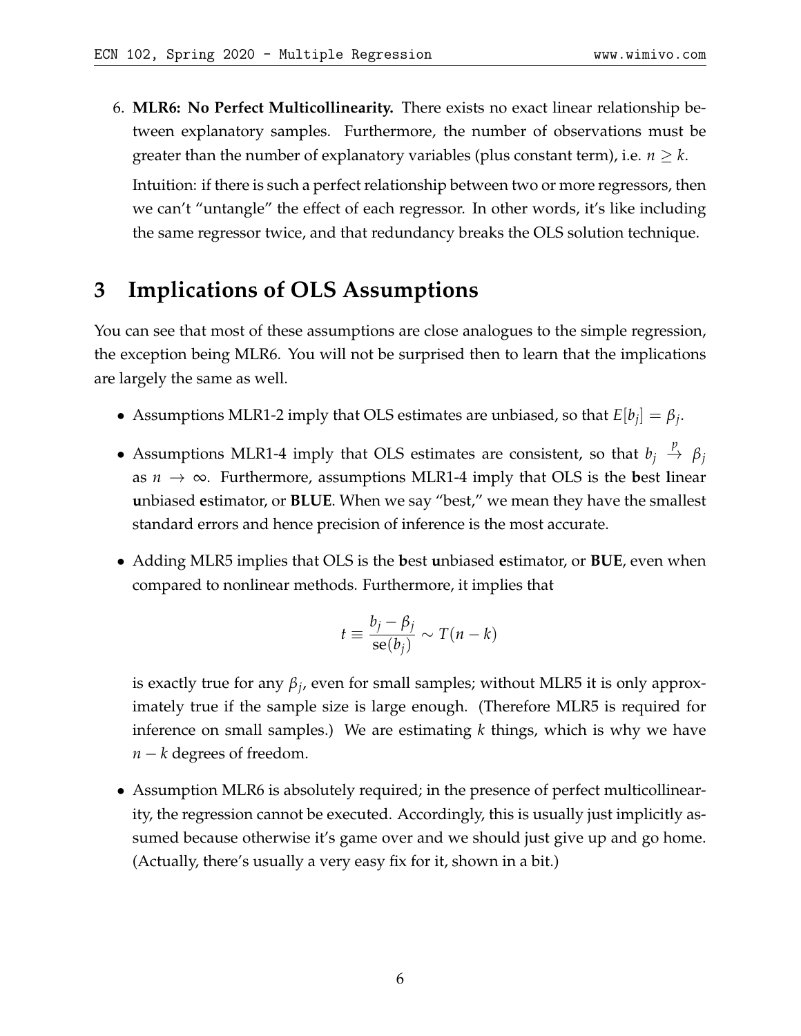6. **MLR6: No Perfect Multicollinearity.** There exists no exact linear relationship between explanatory samples. Furthermore, the number of observations must be greater than the number of explanatory variables (plus constant term), i.e. $n \geq k$.

   Intuition: if there is such a perfect relationship between two or more regressors, then we can't "untangle" the effect of each regressor. In other words, it's like including the same regressor twice, and that redundancy breaks the OLS solution technique.

# 3 Implications of OLS Assumptions

You can see that most of these assumptions are close analogues to the simple regression, the exception being MLR6. You will not be surprised then to learn that the implications are largely the same as well.

- Assumptions MLR1-2 imply that OLS estimates are unbiased, so that $E[b_j] = \beta_j$.
- Assumptions MLR1-4 imply that OLS estimates are consistent, so that $b_j \xrightarrow{p} \beta_j$ as $n \to \infty$. Furthermore, assumptions MLR1-4 imply that OLS is the **b**est **l**inear **u**nbiased **e**stimator, or **BLUE**. When we say "best," we mean they have the smallest standard errors and hence precision of inference is the most accurate.
- Adding MLR5 implies that OLS is the **b**est **u**nbiased **e**stimator, or **BUE**, even when compared to nonlinear methods. Furthermore, it implies that

$$t \equiv \frac{b_j - \beta_j}{\text{se}(b_j)} \sim T(n-k)$$

  is exactly true for any $\beta_j$, even for small samples; without MLR5 it is only approximately true if the sample size is large enough. (Therefore MLR5 is required for inference on small samples.) We are estimating $k$ things, which is why we have $n - k$ degrees of freedom.
- Assumption MLR6 is absolutely required; in the presence of perfect multicollinearity, the regression cannot be executed. Accordingly, this is usually just implicitly assumed because otherwise it's game over and we should just give up and go home. (Actually, there's usually a very easy fix for it, shown in a bit.)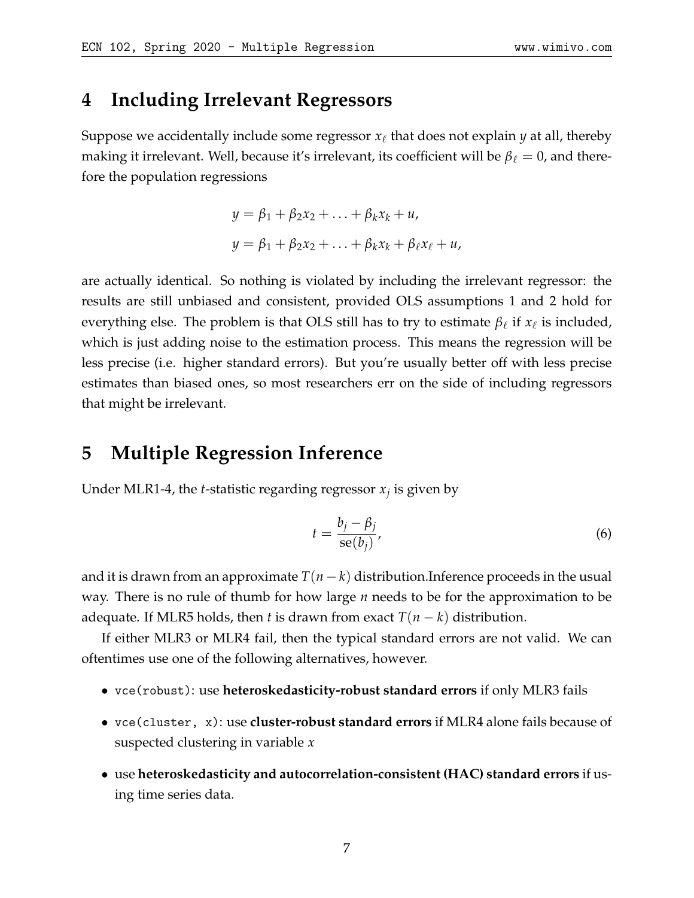## 4 Including Irrelevant Regressors

Suppose we accidentally include some regressor $x_\ell$ that does not explain $y$ at all, thereby making it irrelevant. Well, because it's irrelevant, its coefficient will be $\beta_\ell = 0$, and therefore the population regressions

$$y = \beta_1 + \beta_2 x_2 + \ldots + \beta_k x_k + u,$$
$$y = \beta_1 + \beta_2 x_2 + \ldots + \beta_k x_k + \beta_\ell x_\ell + u,$$

are actually identical. So nothing is violated by including the irrelevant regressor: the results are still unbiased and consistent, provided OLS assumptions 1 and 2 hold for everything else. The problem is that OLS still has to try to estimate $\beta_\ell$ if $x_\ell$ is included, which is just adding noise to the estimation process. This means the regression will be less precise (i.e. higher standard errors). But you're usually better off with less precise estimates than biased ones, so most researchers err on the side of including regressors that might be irrelevant.

## 5 Multiple Regression Inference

Under MLR1-4, the $t$-statistic regarding regressor $x_j$ is given by

$$t = \frac{b_j - \beta_j}{\text{se}(b_j)}, \tag{6}$$

and it is drawn from an approximate $T(n-k)$ distribution.Inference proceeds in the usual way. There is no rule of thumb for how large $n$ needs to be for the approximation to be adequate. If MLR5 holds, then $t$ is drawn from exact $T(n-k)$ distribution.

If either MLR3 or MLR4 fail, then the typical standard errors are not valid. We can oftentimes use one of the following alternatives, however.

- `vce(robust)`: use **heteroskedasticity-robust standard errors** if only MLR3 fails
- `vce(cluster, x)`: use **cluster-robust standard errors** if MLR4 alone fails because of suspected clustering in variable $x$
- use **heteroskedasticity and autocorrelation-consistent (HAC) standard errors** if using time series data.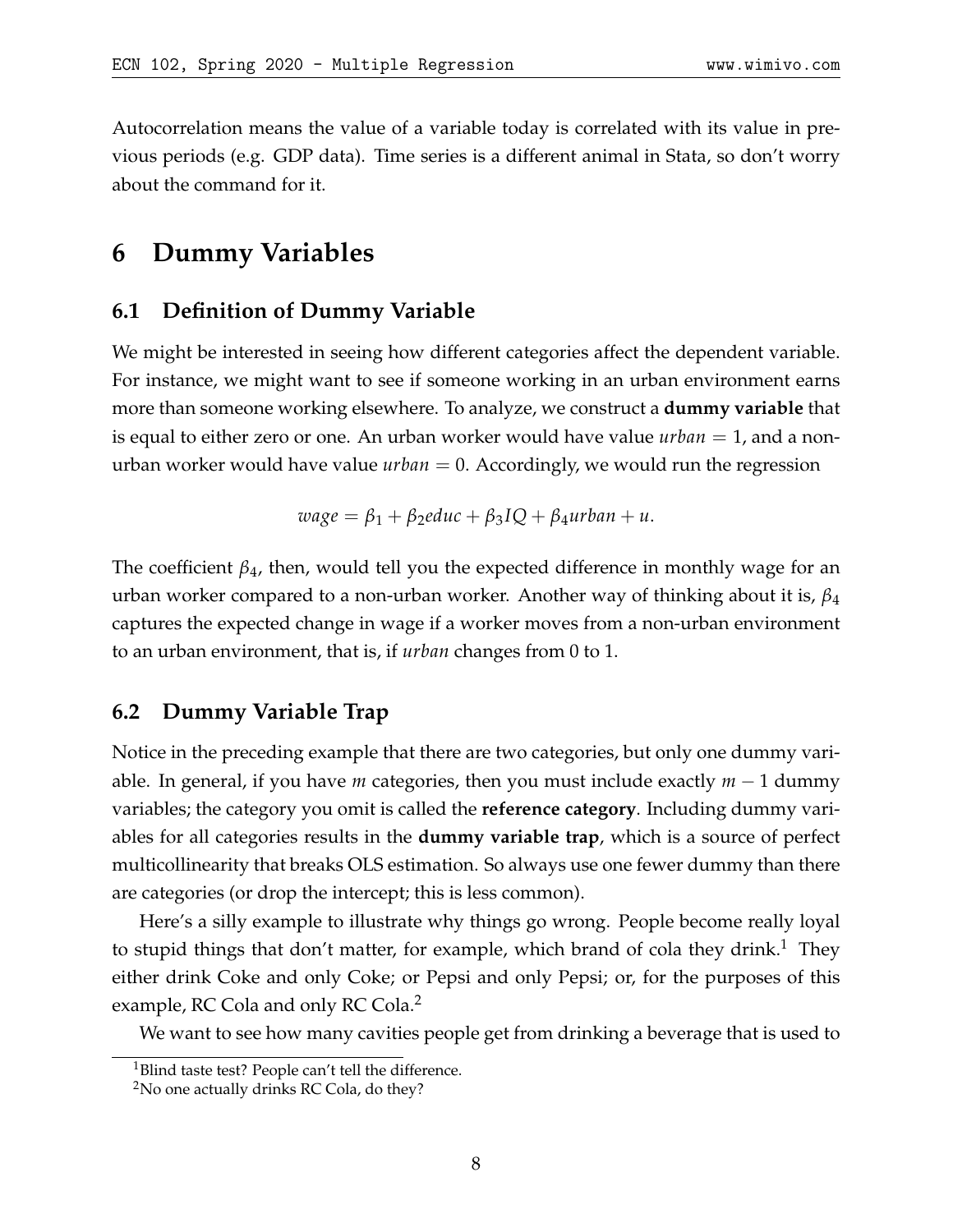Autocorrelation means the value of a variable today is correlated with its value in previous periods (e.g. GDP data). Time series is a different animal in Stata, so don't worry about the command for it.

# 6 Dummy Variables

## 6.1 Definition of Dummy Variable

We might be interested in seeing how different categories affect the dependent variable. For instance, we might want to see if someone working in an urban environment earns more than someone working elsewhere. To analyze, we construct a **dummy variable** that is equal to either zero or one. An urban worker would have value $urban = 1$, and a non-urban worker would have value $urban = 0$. Accordingly, we would run the regression

$$wage = \beta_1 + \beta_2 educ + \beta_3 IQ + \beta_4 urban + u.$$

The coefficient $\beta_4$, then, would tell you the expected difference in monthly wage for an urban worker compared to a non-urban worker. Another way of thinking about it is, $\beta_4$ captures the expected change in wage if a worker moves from a non-urban environment to an urban environment, that is, if *urban* changes from 0 to 1.

## 6.2 Dummy Variable Trap

Notice in the preceding example that there are two categories, but only one dummy variable. In general, if you have $m$ categories, then you must include exactly $m - 1$ dummy variables; the category you omit is called the **reference category**. Including dummy variables for all categories results in the **dummy variable trap**, which is a source of perfect multicollinearity that breaks OLS estimation. So always use one fewer dummy than there are categories (or drop the intercept; this is less common).

Here's a silly example to illustrate why things go wrong. People become really loyal to stupid things that don't matter, for example, which brand of cola they drink.[1] They either drink Coke and only Coke; or Pepsi and only Pepsi; or, for the purposes of this example, RC Cola and only RC Cola.[2]

We want to see how many cavities people get from drinking a beverage that is used to

[1] Blind taste test? People can't tell the difference.

[2] No one actually drinks RC Cola, do they?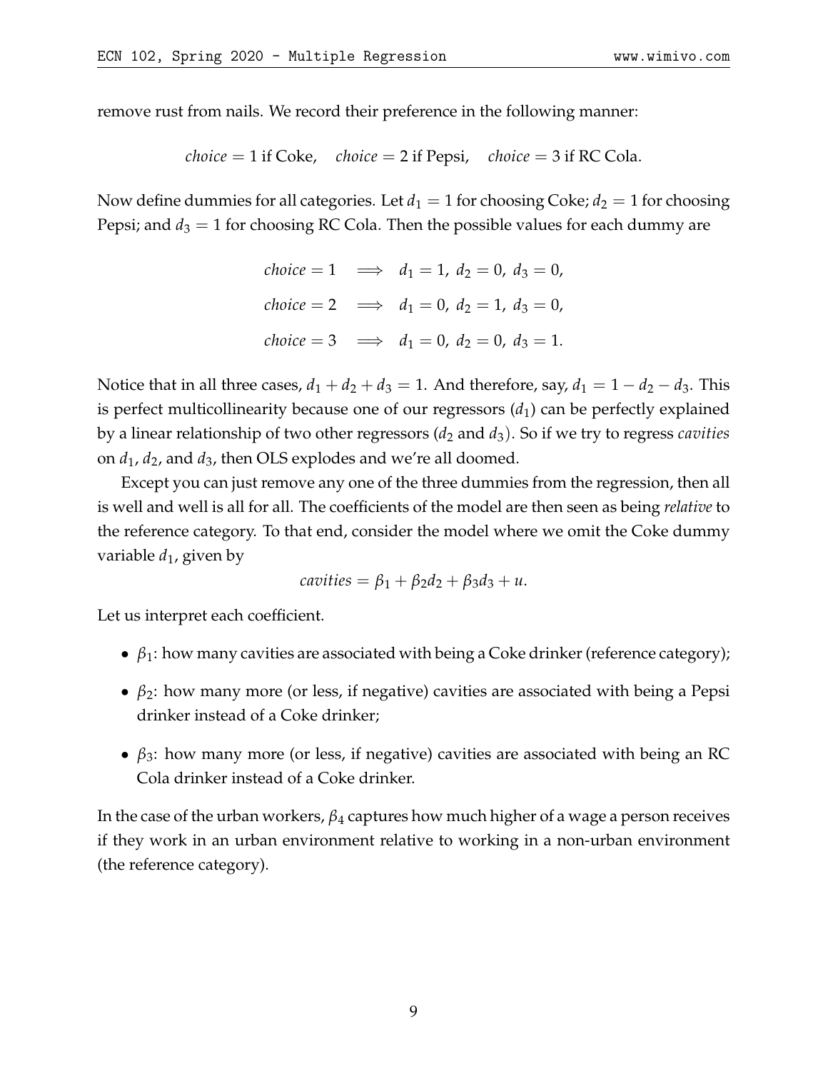remove rust from nails. We record their preference in the following manner:

$$choice = 1 \text{ if Coke}, \quad choice = 2 \text{ if Pepsi}, \quad choice = 3 \text{ if RC Cola}.$$

Now define dummies for all categories. Let $d_1 = 1$ for choosing Coke; $d_2 = 1$ for choosing Pepsi; and $d_3 = 1$ for choosing RC Cola. Then the possible values for each dummy are

$$\begin{aligned}
choice = 1 &\implies d_1 = 1,\ d_2 = 0,\ d_3 = 0, \\
choice = 2 &\implies d_1 = 0,\ d_2 = 1,\ d_3 = 0, \\
choice = 3 &\implies d_1 = 0,\ d_2 = 0,\ d_3 = 1.
\end{aligned}$$

Notice that in all three cases, $d_1 + d_2 + d_3 = 1$. And therefore, say, $d_1 = 1 - d_2 - d_3$. This is perfect multicollinearity because one of our regressors ($d_1$) can be perfectly explained by a linear relationship of two other regressors ($d_2$ and $d_3$). So if we try to regress *cavities* on $d_1$, $d_2$, and $d_3$, then OLS explodes and we're all doomed.

Except you can just remove any one of the three dummies from the regression, then all is well and well is all for all. The coefficients of the model are then seen as being *relative* to the reference category. To that end, consider the model where we omit the Coke dummy variable $d_1$, given by

$$cavities = \beta_1 + \beta_2 d_2 + \beta_3 d_3 + u.$$

Let us interpret each coefficient.

- $\beta_1$: how many cavities are associated with being a Coke drinker (reference category);
- $\beta_2$: how many more (or less, if negative) cavities are associated with being a Pepsi drinker instead of a Coke drinker;
- $\beta_3$: how many more (or less, if negative) cavities are associated with being an RC Cola drinker instead of a Coke drinker.

In the case of the urban workers, $\beta_4$ captures how much higher of a wage a person receives if they work in an urban environment relative to working in a non-urban environment (the reference category).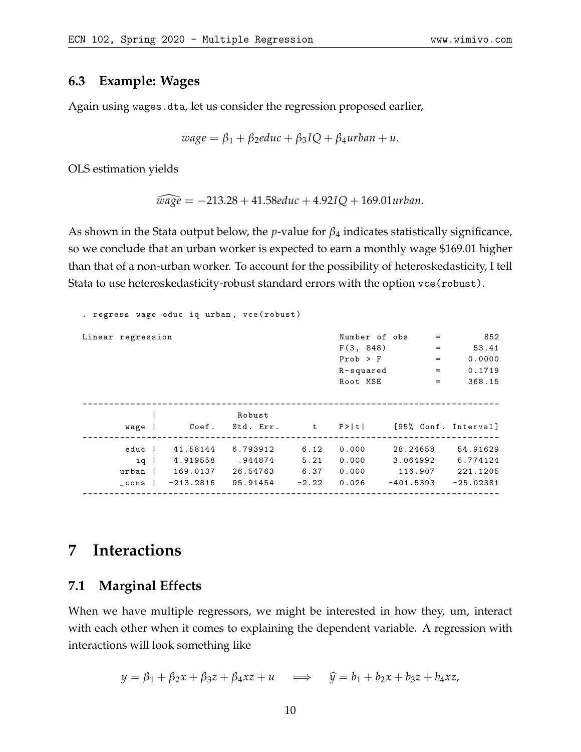### 6.3 Example: Wages

Again using `wages.dta`, let us consider the regression proposed earlier,

$$wage = \beta_1 + \beta_2 educ + \beta_3 IQ + \beta_4 urban + u.$$

OLS estimation yields

$$\widehat{wage} = -213.28 + 41.58 educ + 4.92 IQ + 169.01 urban.$$

As shown in the Stata output below, the $p$-value for $\beta_4$ indicates statistically significance, so we conclude that an urban worker is expected to earn a monthly wage \$169.01 higher than that of a non-urban worker. To account for the possibility of heteroskedasticity, I tell Stata to use heteroskedasticity-robust standard errors with the option `vce(robust)`.

```
. regress wage educ iq urban, vce(robust)

Linear regression                               Number of obs     =        852
                                                F(3, 848)         =      53.41
                                                Prob > F          =     0.0000
                                                R-squared         =     0.1719
                                                Root MSE          =     368.15

------------------------------------------------------------------------------
             |               Robust
        wage |      Coef.   Std. Err.      t    P>|t|     [95% Conf. Interval]
-------------+----------------------------------------------------------------
        educ |   41.58144   6.793912     6.12   0.000     28.24658    54.91629
          iq |   4.919558    .944874     5.21   0.000     3.064992    6.774124
       urban |   169.0137   26.54763     6.37   0.000      116.907    221.1205
       _cons |  -213.2816   95.91454    -2.22   0.026    -401.5393   -25.02381
------------------------------------------------------------------------------
```

# 7 Interactions

## 7.1 Marginal Effects

When we have multiple regressors, we might be interested in how they, um, interact with each other when it comes to explaining the dependent variable. A regression with interactions will look something like

$$y = \beta_1 + \beta_2 x + \beta_3 z + \beta_4 xz + u \quad \Longrightarrow \quad \widehat{y} = b_1 + b_2 x + b_3 z + b_4 xz,$$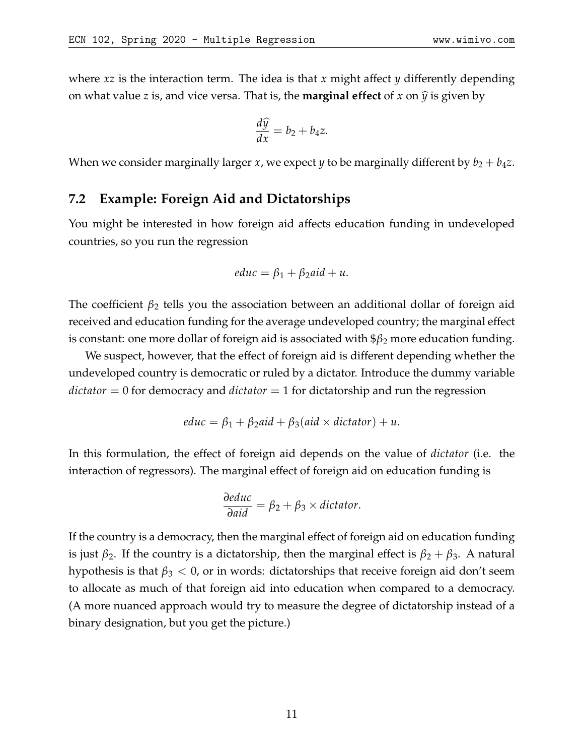where $xz$ is the interaction term. The idea is that $x$ might affect $y$ differently depending on what value $z$ is, and vice versa. That is, the **marginal effect** of $x$ on $\hat{y}$ is given by

$$\frac{d\hat{y}}{dx} = b_2 + b_4 z.$$

When we consider marginally larger $x$, we expect $y$ to be marginally different by $b_2 + b_4 z$.

## 7.2 Example: Foreign Aid and Dictatorships

You might be interested in how foreign aid affects education funding in undeveloped countries, so you run the regression

$$educ = \beta_1 + \beta_2 aid + u.$$

The coefficient $\beta_2$ tells you the association between an additional dollar of foreign aid received and education funding for the average undeveloped country; the marginal effect is constant: one more dollar of foreign aid is associated with $\$\beta_2$ more education funding.

We suspect, however, that the effect of foreign aid is different depending whether the undeveloped country is democratic or ruled by a dictator. Introduce the dummy variable $dictator = 0$ for democracy and $dictator = 1$ for dictatorship and run the regression

$$educ = \beta_1 + \beta_2 aid + \beta_3 (aid \times dictator) + u.$$

In this formulation, the effect of foreign aid depends on the value of *dictator* (i.e. the interaction of regressors). The marginal effect of foreign aid on education funding is

$$\frac{\partial educ}{\partial aid} = \beta_2 + \beta_3 \times dictator.$$

If the country is a democracy, then the marginal effect of foreign aid on education funding is just $\beta_2$. If the country is a dictatorship, then the marginal effect is $\beta_2 + \beta_3$. A natural hypothesis is that $\beta_3 < 0$, or in words: dictatorships that receive foreign aid don't seem to allocate as much of that foreign aid into education when compared to a democracy. (A more nuanced approach would try to measure the degree of dictatorship instead of a binary designation, but you get the picture.)